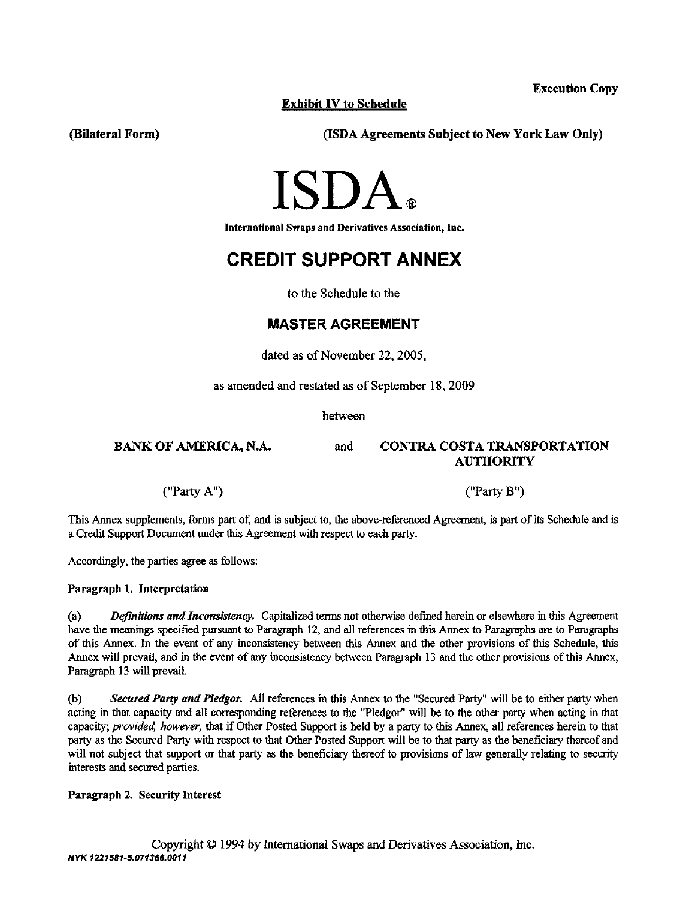**Execution Copy**

**Exhibit IV to Schedule**

**(Bilateral Form)** **(ISDA Agreements Subject to New York Law Only)**

# ISDA®

**International Swaps and Derivatives Association, Inc.**

# CREDIT SUPPORT ANNEX

to the Schedule to the

## MASTER AGREEMENT

dated as of November 22, 2005,

as amended and restated as of September 18, 2009

between

**BANK OF AMERICA, N.A.** and **CONTRA COSTA TRANSPORTATION AUTHORITY**

("Party A") ("Party B")

This Annex supplements, forms part of, and is subject to, the above-referenced Agreement, is part of its Schedule and is a Credit Support Document under this Agreement with respect to each party.

Accordingly, the parties agree as follows:

**Paragraph 1. Interpretation**

(a) ***Definitions and Inconsistency.*** Capitalized terms not otherwise defined herein or elsewhere in this Agreement have the meanings specified pursuant to Paragraph 12, and all references in this Annex to Paragraphs are to Paragraphs of this Annex. In the event of any inconsistency between this Annex and the other provisions of this Schedule, this Annex will prevail, and in the event of any inconsistency between Paragraph 13 and the other provisions of this Annex, Paragraph 13 will prevail.

(b) ***Secured Party and Pledgor.*** All references in this Annex to the "Secured Party" will be to either party when acting in that capacity and all corresponding references to the "Pledgor" will be to the other party when acting in that capacity; *provided, however,* that if Other Posted Support is held by a party to this Annex, all references herein to that party as the Secured Party with respect to that Other Posted Support will be to that party as the beneficiary thereof and will not subject that support or that party as the beneficiary thereof to provisions of law generally relating to security interests and secured parties.

**Paragraph 2. Security Interest**

Copyright © 1994 by International Swaps and Derivatives Association, Inc.

*NYK 1221581-5.071366.0011*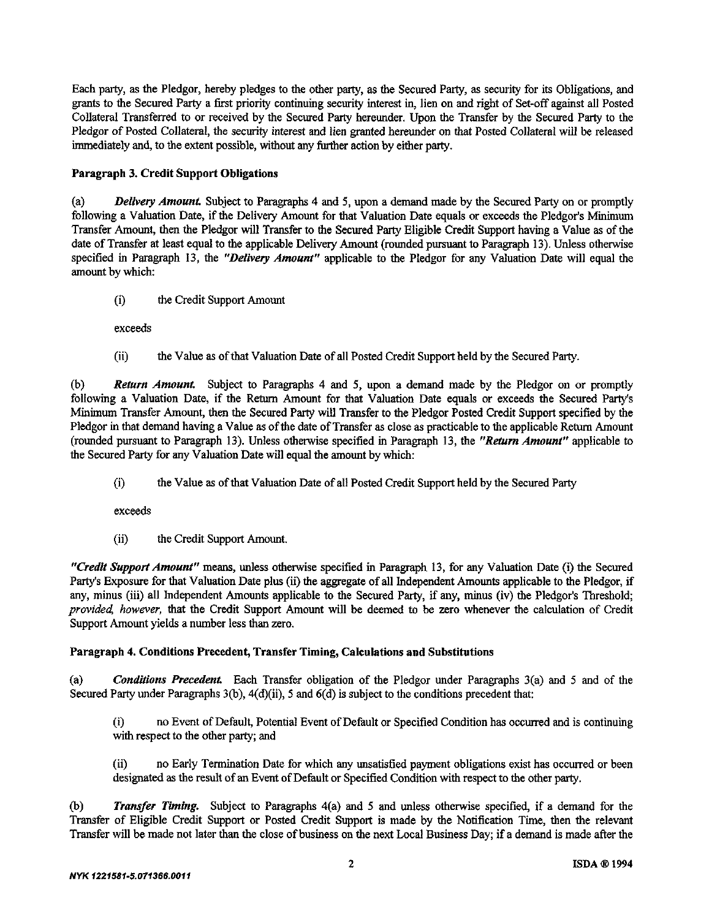Each party, as the Pledgor, hereby pledges to the other party, as the Secured Party, as security for its Obligations, and grants to the Secured Party a first priority continuing security interest in, lien on and right of Set-off against all Posted Collateral Transferred to or received by the Secured Party hereunder. Upon the Transfer by the Secured Party to the Pledgor of Posted Collateral, the security interest and lien granted hereunder on that Posted Collateral will be released immediately and, to the extent possible, without any further action by either party.

**Paragraph 3. Credit Support Obligations**

(a) ***Delivery Amount.*** Subject to Paragraphs 4 and 5, upon a demand made by the Secured Party on or promptly following a Valuation Date, if the Delivery Amount for that Valuation Date equals or exceeds the Pledgor's Minimum Transfer Amount, then the Pledgor will Transfer to the Secured Party Eligible Credit Support having a Value as of the date of Transfer at least equal to the applicable Delivery Amount (rounded pursuant to Paragraph 13). Unless otherwise specified in Paragraph 13, the ***"Delivery Amount"*** applicable to the Pledgor for any Valuation Date will equal the amount by which:

(i) the Credit Support Amount

exceeds

(ii) the Value as of that Valuation Date of all Posted Credit Support held by the Secured Party.

(b) ***Return Amount.*** Subject to Paragraphs 4 and 5, upon a demand made by the Pledgor on or promptly following a Valuation Date, if the Return Amount for that Valuation Date equals or exceeds the Secured Party's Minimum Transfer Amount, then the Secured Party will Transfer to the Pledgor Posted Credit Support specified by the Pledgor in that demand having a Value as of the date of Transfer as close as practicable to the applicable Return Amount (rounded pursuant to Paragraph 13). Unless otherwise specified in Paragraph 13, the ***"Return Amount"*** applicable to the Secured Party for any Valuation Date will equal the amount by which:

(i) the Value as of that Valuation Date of all Posted Credit Support held by the Secured Party

exceeds

(ii) the Credit Support Amount.

***"Credit Support Amount"*** means, unless otherwise specified in Paragraph 13, for any Valuation Date (i) the Secured Party's Exposure for that Valuation Date plus (ii) the aggregate of all Independent Amounts applicable to the Pledgor, if any, minus (iii) all Independent Amounts applicable to the Secured Party, if any, minus (iv) the Pledgor's Threshold; *provided, however,* that the Credit Support Amount will be deemed to be zero whenever the calculation of Credit Support Amount yields a number less than zero.

**Paragraph 4. Conditions Precedent, Transfer Timing, Calculations and Substitutions**

(a) ***Conditions Precedent.*** Each Transfer obligation of the Pledgor under Paragraphs 3(a) and 5 and of the Secured Party under Paragraphs 3(b), 4(d)(ii), 5 and 6(d) is subject to the conditions precedent that:

(i) no Event of Default, Potential Event of Default or Specified Condition has occurred and is continuing with respect to the other party; and

(ii) no Early Termination Date for which any unsatisfied payment obligations exist has occurred or been designated as the result of an Event of Default or Specified Condition with respect to the other party.

(b) ***Transfer Timing.*** Subject to Paragraphs 4(a) and 5 and unless otherwise specified, if a demand for the Transfer of Eligible Credit Support or Posted Credit Support is made by the Notification Time, then the relevant Transfer will be made not later than the close of business on the next Local Business Day; if a demand is made after the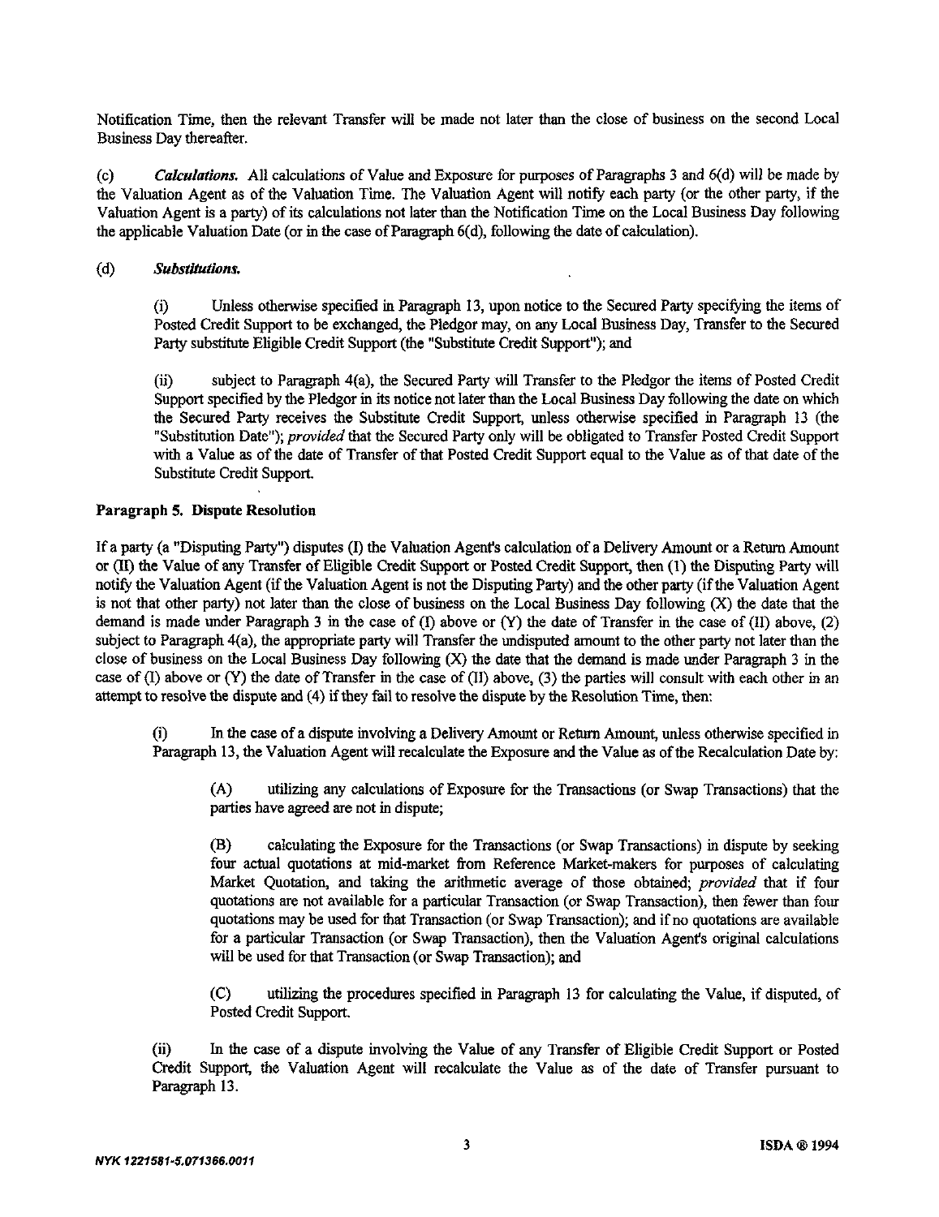Notification Time, then the relevant Transfer will be made not later than the close of business on the second Local Business Day thereafter.

(c) ***Calculations.*** All calculations of Value and Exposure for purposes of Paragraphs 3 and 6(d) will be made by the Valuation Agent as of the Valuation Time. The Valuation Agent will notify each party (or the other party, if the Valuation Agent is a party) of its calculations not later than the Notification Time on the Local Business Day following the applicable Valuation Date (or in the case of Paragraph 6(d), following the date of calculation).

(d) ***Substitutions.***

(i) Unless otherwise specified in Paragraph 13, upon notice to the Secured Party specifying the items of Posted Credit Support to be exchanged, the Pledgor may, on any Local Business Day, Transfer to the Secured Party substitute Eligible Credit Support (the "Substitute Credit Support"); and

(ii) subject to Paragraph 4(a), the Secured Party will Transfer to the Pledgor the items of Posted Credit Support specified by the Pledgor in its notice not later than the Local Business Day following the date on which the Secured Party receives the Substitute Credit Support, unless otherwise specified in Paragraph 13 (the "Substitution Date"); *provided* that the Secured Party only will be obligated to Transfer Posted Credit Support with a Value as of the date of Transfer of that Posted Credit Support equal to the Value as of that date of the Substitute Credit Support.

**Paragraph 5. Dispute Resolution**

If a party (a "Disputing Party") disputes (I) the Valuation Agent's calculation of a Delivery Amount or a Return Amount or (II) the Value of any Transfer of Eligible Credit Support or Posted Credit Support, then (1) the Disputing Party will notify the Valuation Agent (if the Valuation Agent is not the Disputing Party) and the other party (if the Valuation Agent is not that other party) not later than the close of business on the Local Business Day following (X) the date that the demand is made under Paragraph 3 in the case of (I) above or (Y) the date of Transfer in the case of (II) above, (2) subject to Paragraph 4(a), the appropriate party will Transfer the undisputed amount to the other party not later than the close of business on the Local Business Day following (X) the date that the demand is made under Paragraph 3 in the case of (I) above or (Y) the date of Transfer in the case of (II) above, (3) the parties will consult with each other in an attempt to resolve the dispute and (4) if they fail to resolve the dispute by the Resolution Time, then:

(i) In the case of a dispute involving a Delivery Amount or Return Amount, unless otherwise specified in Paragraph 13, the Valuation Agent will recalculate the Exposure and the Value as of the Recalculation Date by:

(A) utilizing any calculations of Exposure for the Transactions (or Swap Transactions) that the parties have agreed are not in dispute;

(B) calculating the Exposure for the Transactions (or Swap Transactions) in dispute by seeking four actual quotations at mid-market from Reference Market-makers for purposes of calculating Market Quotation, and taking the arithmetic average of those obtained; *provided* that if four quotations are not available for a particular Transaction (or Swap Transaction), then fewer than four quotations may be used for that Transaction (or Swap Transaction); and if no quotations are available for a particular Transaction (or Swap Transaction), then the Valuation Agent's original calculations will be used for that Transaction (or Swap Transaction); and

(C) utilizing the procedures specified in Paragraph 13 for calculating the Value, if disputed, of Posted Credit Support.

(ii) In the case of a dispute involving the Value of any Transfer of Eligible Credit Support or Posted Credit Support, the Valuation Agent will recalculate the Value as of the date of Transfer pursuant to Paragraph 13.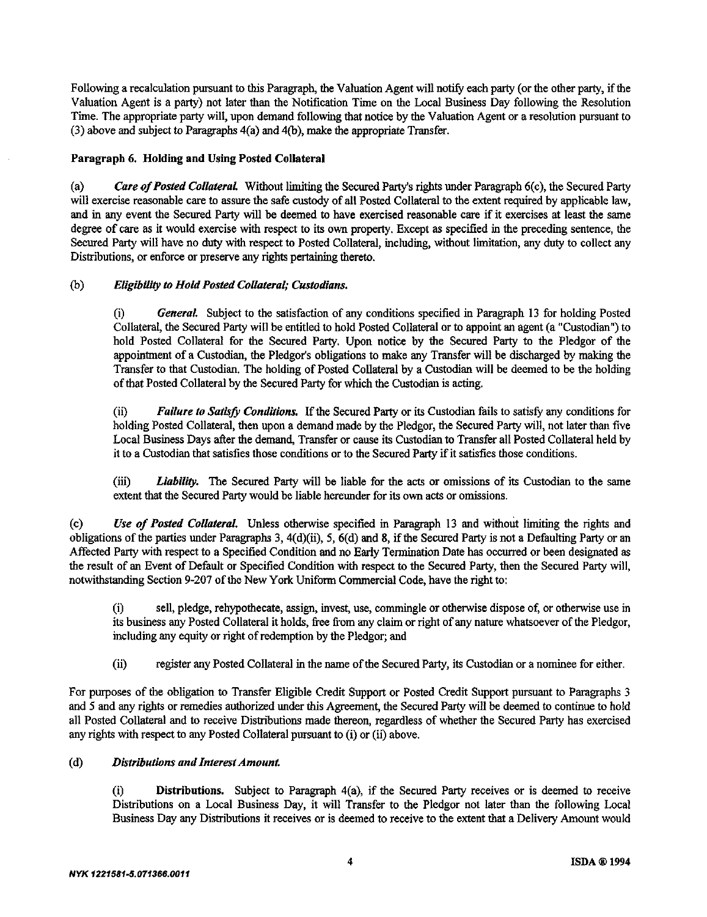Following a recalculation pursuant to this Paragraph, the Valuation Agent will notify each party (or the other party, if the Valuation Agent is a party) not later than the Notification Time on the Local Business Day following the Resolution Time. The appropriate party will, upon demand following that notice by the Valuation Agent or a resolution pursuant to (3) above and subject to Paragraphs 4(a) and 4(b), make the appropriate Transfer.

**Paragraph 6. Holding and Using Posted Collateral**

(a) ***Care of Posted Collateral.*** Without limiting the Secured Party's rights under Paragraph 6(c), the Secured Party will exercise reasonable care to assure the safe custody of all Posted Collateral to the extent required by applicable law, and in any event the Secured Party will be deemed to have exercised reasonable care if it exercises at least the same degree of care as it would exercise with respect to its own property. Except as specified in the preceding sentence, the Secured Party will have no duty with respect to Posted Collateral, including, without limitation, any duty to collect any Distributions, or enforce or preserve any rights pertaining thereto.

(b) ***Eligibility to Hold Posted Collateral; Custodians.***

(i) ***General.*** Subject to the satisfaction of any conditions specified in Paragraph 13 for holding Posted Collateral, the Secured Party will be entitled to hold Posted Collateral or to appoint an agent (a "Custodian") to hold Posted Collateral for the Secured Party. Upon notice by the Secured Party to the Pledgor of the appointment of a Custodian, the Pledgor's obligations to make any Transfer will be discharged by making the Transfer to that Custodian. The holding of Posted Collateral by a Custodian will be deemed to be the holding of that Posted Collateral by the Secured Party for which the Custodian is acting.

(ii) ***Failure to Satisfy Conditions.*** If the Secured Party or its Custodian fails to satisfy any conditions for holding Posted Collateral, then upon a demand made by the Pledgor, the Secured Party will, not later than five Local Business Days after the demand, Transfer or cause its Custodian to Transfer all Posted Collateral held by it to a Custodian that satisfies those conditions or to the Secured Party if it satisfies those conditions.

(iii) ***Liability.*** The Secured Party will be liable for the acts or omissions of its Custodian to the same extent that the Secured Party would be liable hereunder for its own acts or omissions.

(c) ***Use of Posted Collateral.*** Unless otherwise specified in Paragraph 13 and without limiting the rights and obligations of the parties under Paragraphs 3, 4(d)(ii), 5, 6(d) and 8, if the Secured Party is not a Defaulting Party or an Affected Party with respect to a Specified Condition and no Early Termination Date has occurred or been designated as the result of an Event of Default or Specified Condition with respect to the Secured Party, then the Secured Party will, notwithstanding Section 9-207 of the New York Uniform Commercial Code, have the right to:

(i) sell, pledge, rehypothecate, assign, invest, use, commingle or otherwise dispose of, or otherwise use in its business any Posted Collateral it holds, free from any claim or right of any nature whatsoever of the Pledgor, including any equity or right of redemption by the Pledgor; and

(ii) register any Posted Collateral in the name of the Secured Party, its Custodian or a nominee for either.

For purposes of the obligation to Transfer Eligible Credit Support or Posted Credit Support pursuant to Paragraphs 3 and 5 and any rights or remedies authorized under this Agreement, the Secured Party will be deemed to continue to hold all Posted Collateral and to receive Distributions made thereon, regardless of whether the Secured Party has exercised any rights with respect to any Posted Collateral pursuant to (i) or (ii) above.

(d) ***Distributions and Interest Amount.***

(i) **Distributions.** Subject to Paragraph 4(a), if the Secured Party receives or is deemed to receive Distributions on a Local Business Day, it will Transfer to the Pledgor not later than the following Local Business Day any Distributions it receives or is deemed to receive to the extent that a Delivery Amount would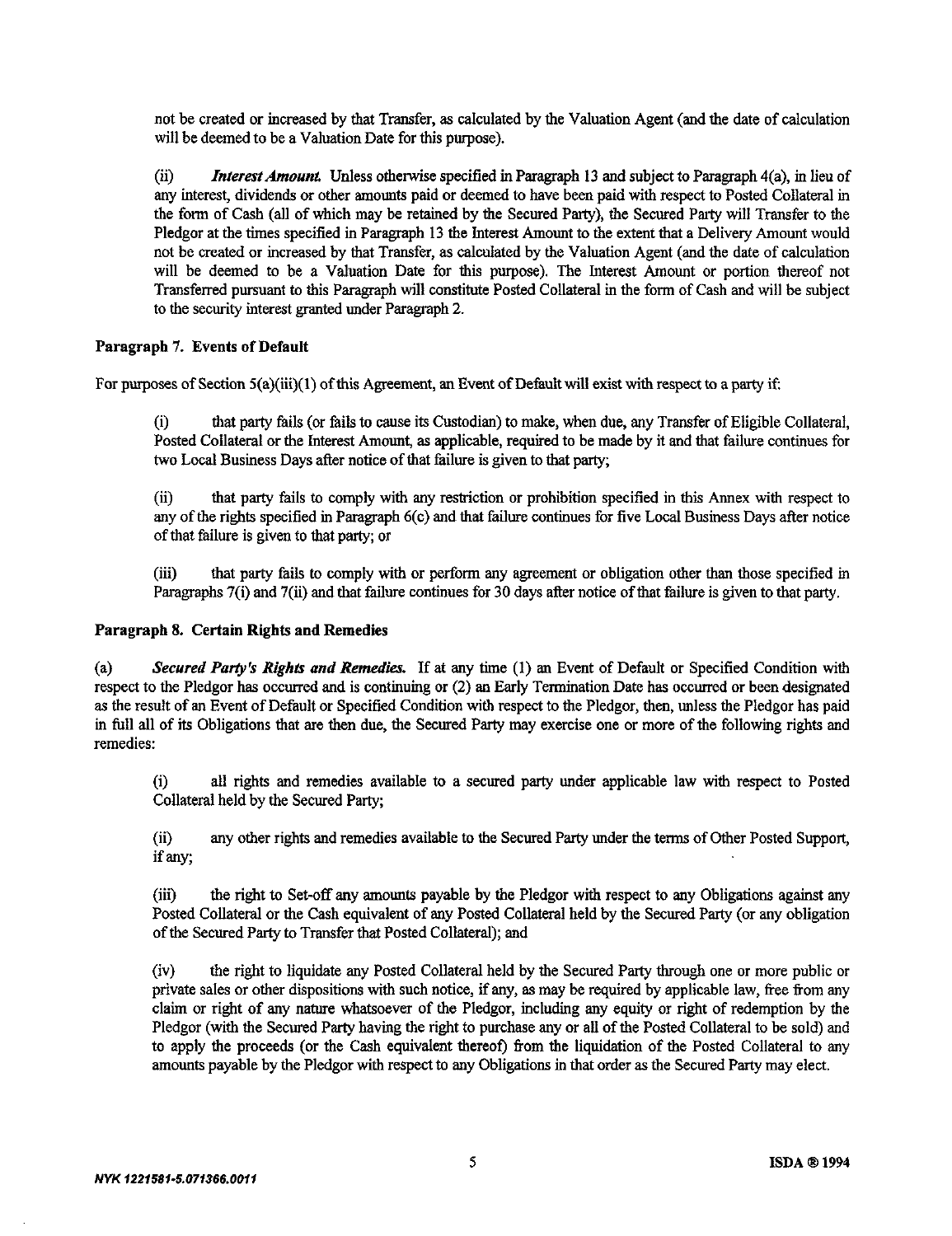not be created or increased by that Transfer, as calculated by the Valuation Agent (and the date of calculation will be deemed to be a Valuation Date for this purpose).

(ii) *Interest Amount.* Unless otherwise specified in Paragraph 13 and subject to Paragraph 4(a), in lieu of any interest, dividends or other amounts paid or deemed to have been paid with respect to Posted Collateral in the form of Cash (all of which may be retained by the Secured Party), the Secured Party will Transfer to the Pledgor at the times specified in Paragraph 13 the Interest Amount to the extent that a Delivery Amount would not be created or increased by that Transfer, as calculated by the Valuation Agent (and the date of calculation will be deemed to be a Valuation Date for this purpose). The Interest Amount or portion thereof not Transferred pursuant to this Paragraph will constitute Posted Collateral in the form of Cash and will be subject to the security interest granted under Paragraph 2.

**Paragraph 7. Events of Default**

For purposes of Section 5(a)(iii)(1) of this Agreement, an Event of Default will exist with respect to a party if:

(i) that party fails (or fails to cause its Custodian) to make, when due, any Transfer of Eligible Collateral, Posted Collateral or the Interest Amount, as applicable, required to be made by it and that failure continues for two Local Business Days after notice of that failure is given to that party;

(ii) that party fails to comply with any restriction or prohibition specified in this Annex with respect to any of the rights specified in Paragraph 6(c) and that failure continues for five Local Business Days after notice of that failure is given to that party; or

(iii) that party fails to comply with or perform any agreement or obligation other than those specified in Paragraphs 7(i) and 7(ii) and that failure continues for 30 days after notice of that failure is given to that party.

**Paragraph 8. Certain Rights and Remedies**

(a) ***Secured Party's Rights and Remedies.*** If at any time (1) an Event of Default or Specified Condition with respect to the Pledgor has occurred and is continuing or (2) an Early Termination Date has occurred or been designated as the result of an Event of Default or Specified Condition with respect to the Pledgor, then, unless the Pledgor has paid in full all of its Obligations that are then due, the Secured Party may exercise one or more of the following rights and remedies:

(i) all rights and remedies available to a secured party under applicable law with respect to Posted Collateral held by the Secured Party;

(ii) any other rights and remedies available to the Secured Party under the terms of Other Posted Support, if any;

(iii) the right to Set-off any amounts payable by the Pledgor with respect to any Obligations against any Posted Collateral or the Cash equivalent of any Posted Collateral held by the Secured Party (or any obligation of the Secured Party to Transfer that Posted Collateral); and

(iv) the right to liquidate any Posted Collateral held by the Secured Party through one or more public or private sales or other dispositions with such notice, if any, as may be required by applicable law, free from any claim or right of any nature whatsoever of the Pledgor, including any equity or right of redemption by the Pledgor (with the Secured Party having the right to purchase any or all of the Posted Collateral to be sold) and to apply the proceeds (or the Cash equivalent thereof) from the liquidation of the Posted Collateral to any amounts payable by the Pledgor with respect to any Obligations in that order as the Secured Party may elect.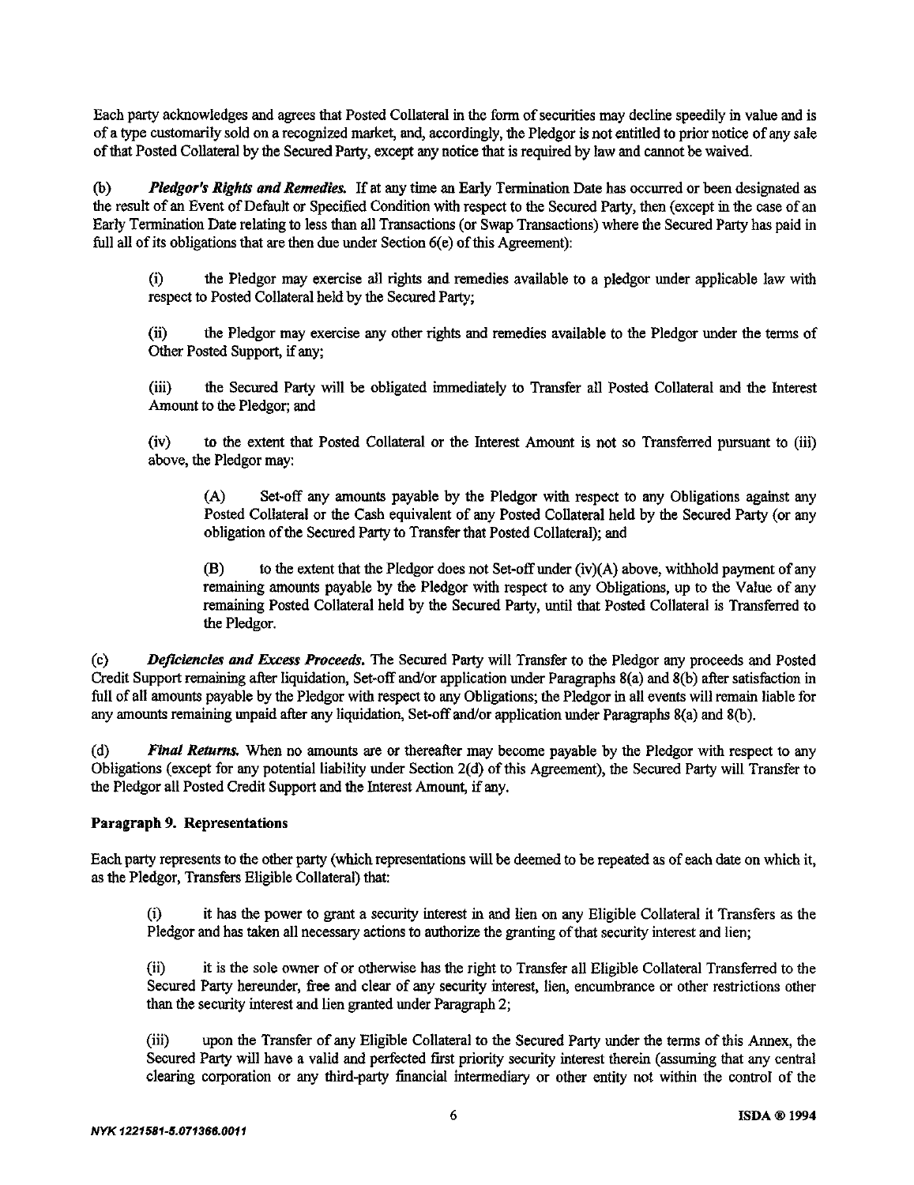Each party acknowledges and agrees that Posted Collateral in the form of securities may decline speedily in value and is of a type customarily sold on a recognized market, and, accordingly, the Pledgor is not entitled to prior notice of any sale of that Posted Collateral by the Secured Party, except any notice that is required by law and cannot be waived.

(b) ***Pledgor's Rights and Remedies.*** If at any time an Early Termination Date has occurred or been designated as the result of an Event of Default or Specified Condition with respect to the Secured Party, then (except in the case of an Early Termination Date relating to less than all Transactions (or Swap Transactions) where the Secured Party has paid in full all of its obligations that are then due under Section 6(e) of this Agreement):

> (i) the Pledgor may exercise all rights and remedies available to a pledgor under applicable law with respect to Posted Collateral held by the Secured Party;
>
> (ii) the Pledgor may exercise any other rights and remedies available to the Pledgor under the terms of Other Posted Support, if any;
>
> (iii) the Secured Party will be obligated immediately to Transfer all Posted Collateral and the Interest Amount to the Pledgor; and
>
> (iv) to the extent that Posted Collateral or the Interest Amount is not so Transferred pursuant to (iii) above, the Pledgor may:
>
> > (A) Set-off any amounts payable by the Pledgor with respect to any Obligations against any Posted Collateral or the Cash equivalent of any Posted Collateral held by the Secured Party (or any obligation of the Secured Party to Transfer that Posted Collateral); and
> >
> > (B) to the extent that the Pledgor does not Set-off under (iv)(A) above, withhold payment of any remaining amounts payable by the Pledgor with respect to any Obligations, up to the Value of any remaining Posted Collateral held by the Secured Party, until that Posted Collateral is Transferred to the Pledgor.

(c) ***Deficiencies and Excess Proceeds.*** The Secured Party will Transfer to the Pledgor any proceeds and Posted Credit Support remaining after liquidation, Set-off and/or application under Paragraphs 8(a) and 8(b) after satisfaction in full of all amounts payable by the Pledgor with respect to any Obligations; the Pledgor in all events will remain liable for any amounts remaining unpaid after any liquidation, Set-off and/or application under Paragraphs 8(a) and 8(b).

(d) ***Final Returns.*** When no amounts are or thereafter may become payable by the Pledgor with respect to any Obligations (except for any potential liability under Section 2(d) of this Agreement), the Secured Party will Transfer to the Pledgor all Posted Credit Support and the Interest Amount, if any.

**Paragraph 9. Representations**

Each party represents to the other party (which representations will be deemed to be repeated as of each date on which it, as the Pledgor, Transfers Eligible Collateral) that:

> (i) it has the power to grant a security interest in and lien on any Eligible Collateral it Transfers as the Pledgor and has taken all necessary actions to authorize the granting of that security interest and lien;
>
> (ii) it is the sole owner of or otherwise has the right to Transfer all Eligible Collateral Transferred to the Secured Party hereunder, free and clear of any security interest, lien, encumbrance or other restrictions other than the security interest and lien granted under Paragraph 2;
>
> (iii) upon the Transfer of any Eligible Collateral to the Secured Party under the terms of this Annex, the Secured Party will have a valid and perfected first priority security interest therein (assuming that any central clearing corporation or any third-party financial intermediary or other entity not within the control of the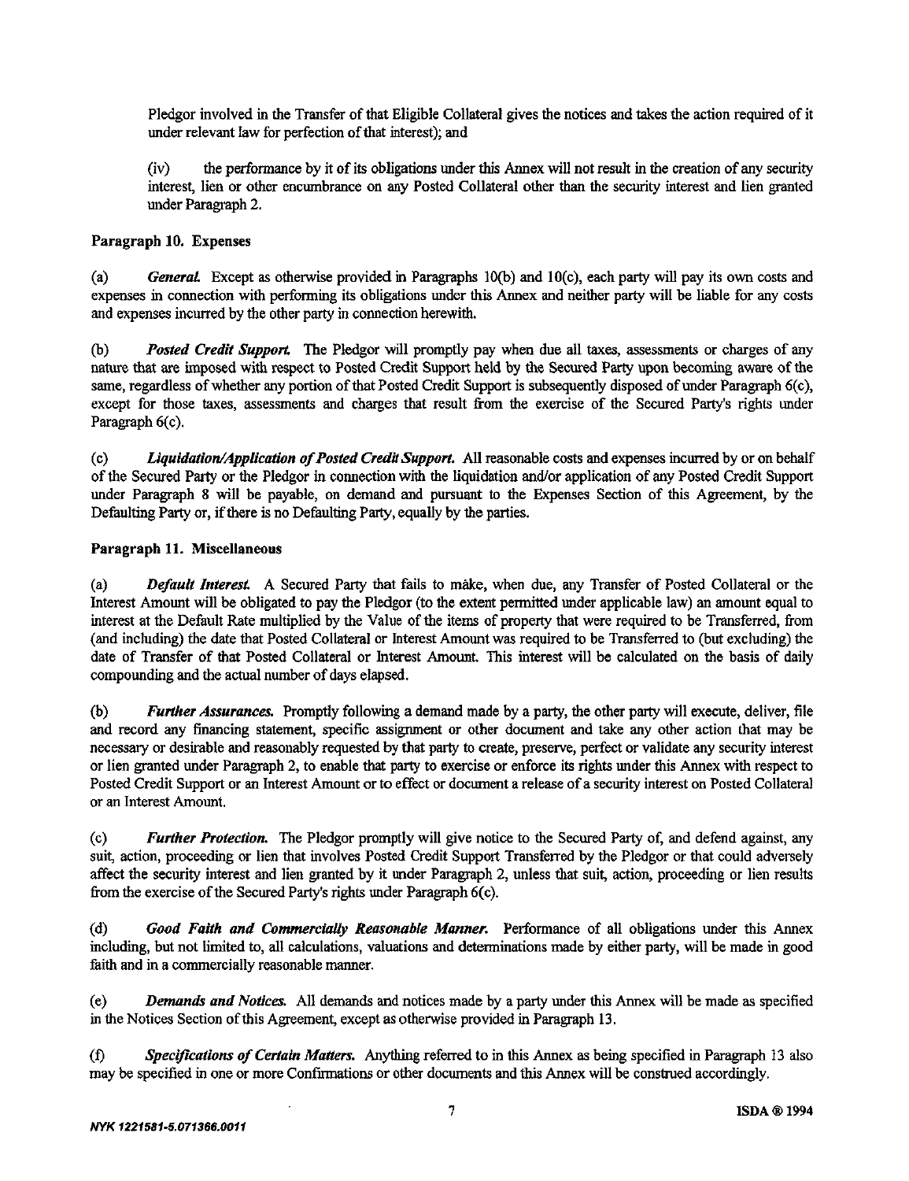Pledgor involved in the Transfer of that Eligible Collateral gives the notices and takes the action required of it under relevant law for perfection of that interest); and

(iv) the performance by it of its obligations under this Annex will not result in the creation of any security interest, lien or other encumbrance on any Posted Collateral other than the security interest and lien granted under Paragraph 2.

**Paragraph 10. Expenses**

(a) ***General.*** Except as otherwise provided in Paragraphs 10(b) and 10(c), each party will pay its own costs and expenses in connection with performing its obligations under this Annex and neither party will be liable for any costs and expenses incurred by the other party in connection herewith.

(b) ***Posted Credit Support.*** The Pledgor will promptly pay when due all taxes, assessments or charges of any nature that are imposed with respect to Posted Credit Support held by the Secured Party upon becoming aware of the same, regardless of whether any portion of that Posted Credit Support is subsequently disposed of under Paragraph 6(c), except for those taxes, assessments and charges that result from the exercise of the Secured Party's rights under Paragraph 6(c).

(c) ***Liquidation/Application of Posted Credit Support.*** All reasonable costs and expenses incurred by or on behalf of the Secured Party or the Pledgor in connection with the liquidation and/or application of any Posted Credit Support under Paragraph 8 will be payable, on demand and pursuant to the Expenses Section of this Agreement, by the Defaulting Party or, if there is no Defaulting Party, equally by the parties.

**Paragraph 11. Miscellaneous**

(a) ***Default Interest.*** A Secured Party that fails to make, when due, any Transfer of Posted Collateral or the Interest Amount will be obligated to pay the Pledgor (to the extent permitted under applicable law) an amount equal to interest at the Default Rate multiplied by the Value of the items of property that were required to be Transferred, from (and including) the date that Posted Collateral or Interest Amount was required to be Transferred to (but excluding) the date of Transfer of that Posted Collateral or Interest Amount. This interest will be calculated on the basis of daily compounding and the actual number of days elapsed.

(b) ***Further Assurances.*** Promptly following a demand made by a party, the other party will execute, deliver, file and record any financing statement, specific assignment or other document and take any other action that may be necessary or desirable and reasonably requested by that party to create, preserve, perfect or validate any security interest or lien granted under Paragraph 2, to enable that party to exercise or enforce its rights under this Annex with respect to Posted Credit Support or an Interest Amount or to effect or document a release of a security interest on Posted Collateral or an Interest Amount.

(c) ***Further Protection.*** The Pledgor promptly will give notice to the Secured Party of, and defend against, any suit, action, proceeding or lien that involves Posted Credit Support Transferred by the Pledgor or that could adversely affect the security interest and lien granted by it under Paragraph 2, unless that suit, action, proceeding or lien results from the exercise of the Secured Party's rights under Paragraph 6(c).

(d) ***Good Faith and Commercially Reasonable Manner.*** Performance of all obligations under this Annex including, but not limited to, all calculations, valuations and determinations made by either party, will be made in good faith and in a commercially reasonable manner.

(e) ***Demands and Notices.*** All demands and notices made by a party under this Annex will be made as specified in the Notices Section of this Agreement, except as otherwise provided in Paragraph 13.

(f) ***Specifications of Certain Matters.*** Anything referred to in this Annex as being specified in Paragraph 13 also may be specified in one or more Confirmations or other documents and this Annex will be construed accordingly.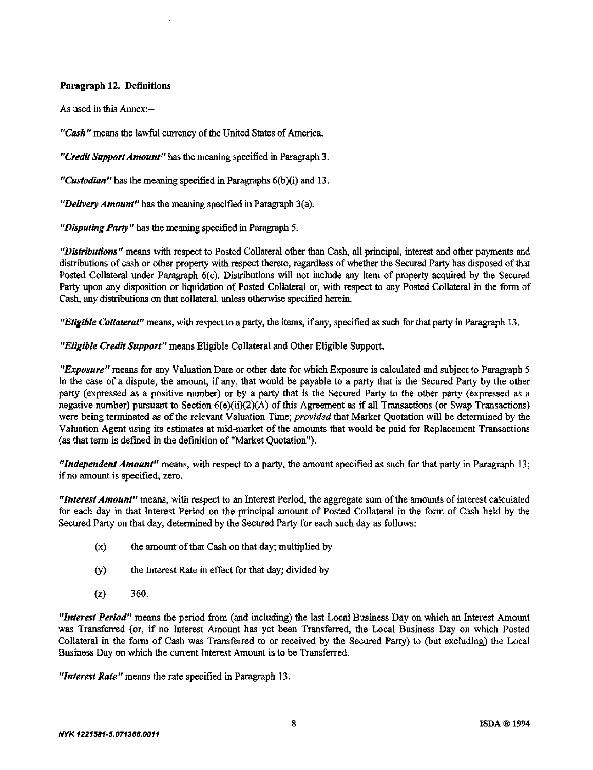**Paragraph 12. Definitions**

As used in this Annex:--

***"Cash"*** means the lawful currency of the United States of America.

***"Credit Support Amount"*** has the meaning specified in Paragraph 3.

***"Custodian"*** has the meaning specified in Paragraphs 6(b)(i) and 13.

***"Delivery Amount"*** has the meaning specified in Paragraph 3(a).

***"Disputing Party"*** has the meaning specified in Paragraph 5.

***"Distributions"*** means with respect to Posted Collateral other than Cash, all principal, interest and other payments and distributions of cash or other property with respect thereto, regardless of whether the Secured Party has disposed of that Posted Collateral under Paragraph 6(c). Distributions will not include any item of property acquired by the Secured Party upon any disposition or liquidation of Posted Collateral or, with respect to any Posted Collateral in the form of Cash, any distributions on that collateral, unless otherwise specified herein.

***"Eligible Collateral"*** means, with respect to a party, the items, if any, specified as such for that party in Paragraph 13.

***"Eligible Credit Support"*** means Eligible Collateral and Other Eligible Support.

***"Exposure"*** means for any Valuation Date or other date for which Exposure is calculated and subject to Paragraph 5 in the case of a dispute, the amount, if any, that would be payable to a party that is the Secured Party by the other party (expressed as a positive number) or by a party that is the Secured Party to the other party (expressed as a negative number) pursuant to Section 6(e)(ii)(2)(A) of this Agreement as if all Transactions (or Swap Transactions) were being terminated as of the relevant Valuation Time; *provided* that Market Quotation will be determined by the Valuation Agent using its estimates at mid-market of the amounts that would be paid for Replacement Transactions (as that term is defined in the definition of "Market Quotation").

***"Independent Amount"*** means, with respect to a party, the amount specified as such for that party in Paragraph 13; if no amount is specified, zero.

***"Interest Amount"*** means, with respect to an Interest Period, the aggregate sum of the amounts of interest calculated for each day in that Interest Period on the principal amount of Posted Collateral in the form of Cash held by the Secured Party on that day, determined by the Secured Party for each such day as follows:

(x) the amount of that Cash on that day; multiplied by

(y) the Interest Rate in effect for that day; divided by

(z) 360.

***"Interest Period"*** means the period from (and including) the last Local Business Day on which an Interest Amount was Transferred (or, if no Interest Amount has yet been Transferred, the Local Business Day on which Posted Collateral in the form of Cash was Transferred to or received by the Secured Party) to (but excluding) the Local Business Day on which the current Interest Amount is to be Transferred.

***"Interest Rate"*** means the rate specified in Paragraph 13.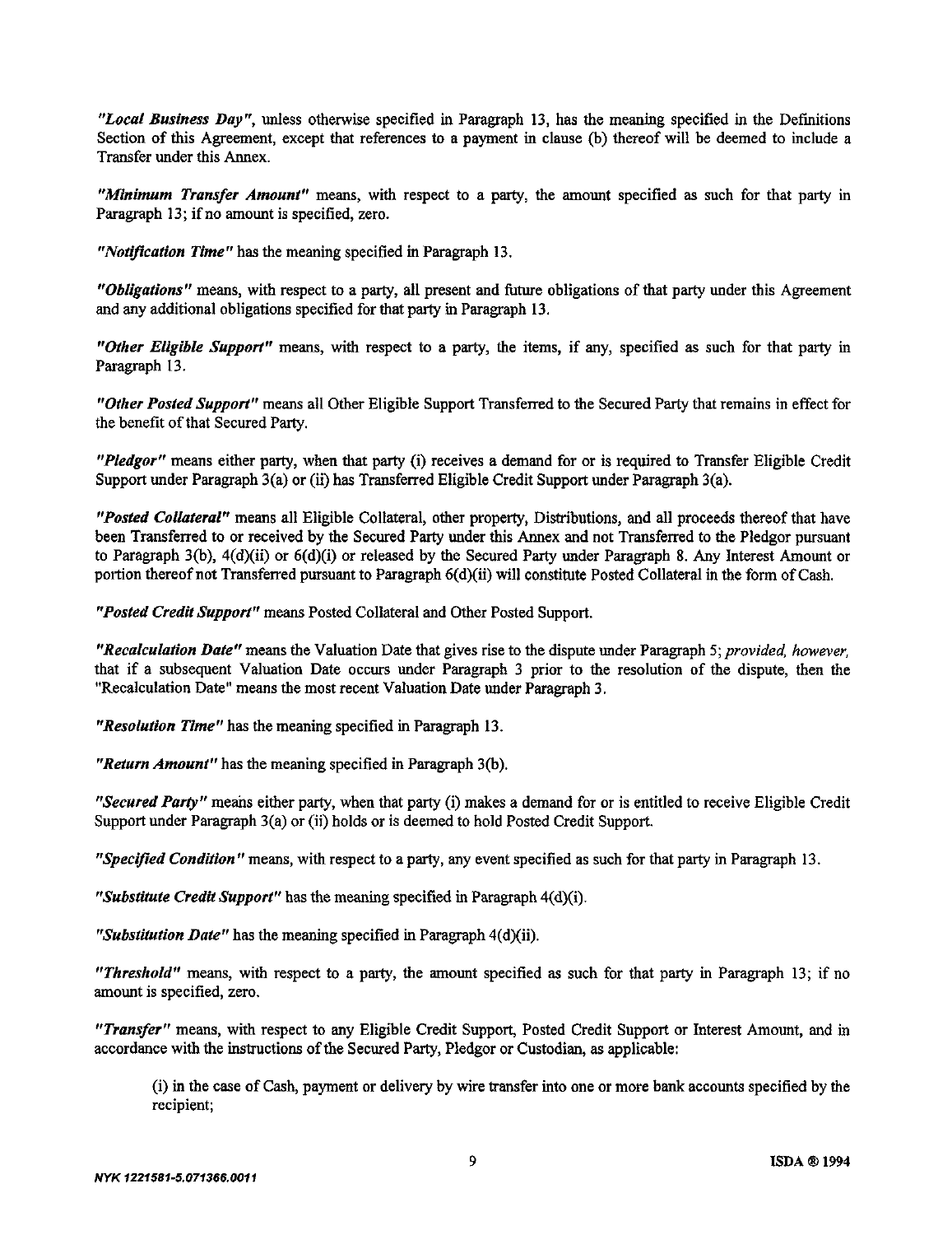***"Local Business Day"***, unless otherwise specified in Paragraph 13, has the meaning specified in the Definitions Section of this Agreement, except that references to a payment in clause (b) thereof will be deemed to include a Transfer under this Annex.

***"Minimum Transfer Amount"*** means, with respect to a party, the amount specified as such for that party in Paragraph 13; if no amount is specified, zero.

***"Notification Time"*** has the meaning specified in Paragraph 13.

***"Obligations"*** means, with respect to a party, all present and future obligations of that party under this Agreement and any additional obligations specified for that party in Paragraph 13.

***"Other Eligible Support"*** means, with respect to a party, the items, if any, specified as such for that party in Paragraph 13.

***"Other Posted Support"*** means all Other Eligible Support Transferred to the Secured Party that remains in effect for the benefit of that Secured Party.

***"Pledgor"*** means either party, when that party (i) receives a demand for or is required to Transfer Eligible Credit Support under Paragraph 3(a) or (ii) has Transferred Eligible Credit Support under Paragraph 3(a).

***"Posted Collateral"*** means all Eligible Collateral, other property, Distributions, and all proceeds thereof that have been Transferred to or received by the Secured Party under this Annex and not Transferred to the Pledgor pursuant to Paragraph 3(b), 4(d)(ii) or 6(d)(i) or released by the Secured Party under Paragraph 8. Any Interest Amount or portion thereof not Transferred pursuant to Paragraph 6(d)(ii) will constitute Posted Collateral in the form of Cash.

***"Posted Credit Support"*** means Posted Collateral and Other Posted Support.

***"Recalculation Date"*** means the Valuation Date that gives rise to the dispute under Paragraph 5; *provided, however,* that if a subsequent Valuation Date occurs under Paragraph 3 prior to the resolution of the dispute, then the "Recalculation Date" means the most recent Valuation Date under Paragraph 3.

***"Resolution Time"*** has the meaning specified in Paragraph 13.

***"Return Amount"*** has the meaning specified in Paragraph 3(b).

***"Secured Party"*** means either party, when that party (i) makes a demand for or is entitled to receive Eligible Credit Support under Paragraph 3(a) or (ii) holds or is deemed to hold Posted Credit Support.

***"Specified Condition"*** means, with respect to a party, any event specified as such for that party in Paragraph 13.

***"Substitute Credit Support"*** has the meaning specified in Paragraph 4(d)(i).

***"Substitution Date"*** has the meaning specified in Paragraph 4(d)(ii).

***"Threshold"*** means, with respect to a party, the amount specified as such for that party in Paragraph 13; if no amount is specified, zero.

***"Transfer"*** means, with respect to any Eligible Credit Support, Posted Credit Support or Interest Amount, and in accordance with the instructions of the Secured Party, Pledgor or Custodian, as applicable:

(i) in the case of Cash, payment or delivery by wire transfer into one or more bank accounts specified by the recipient;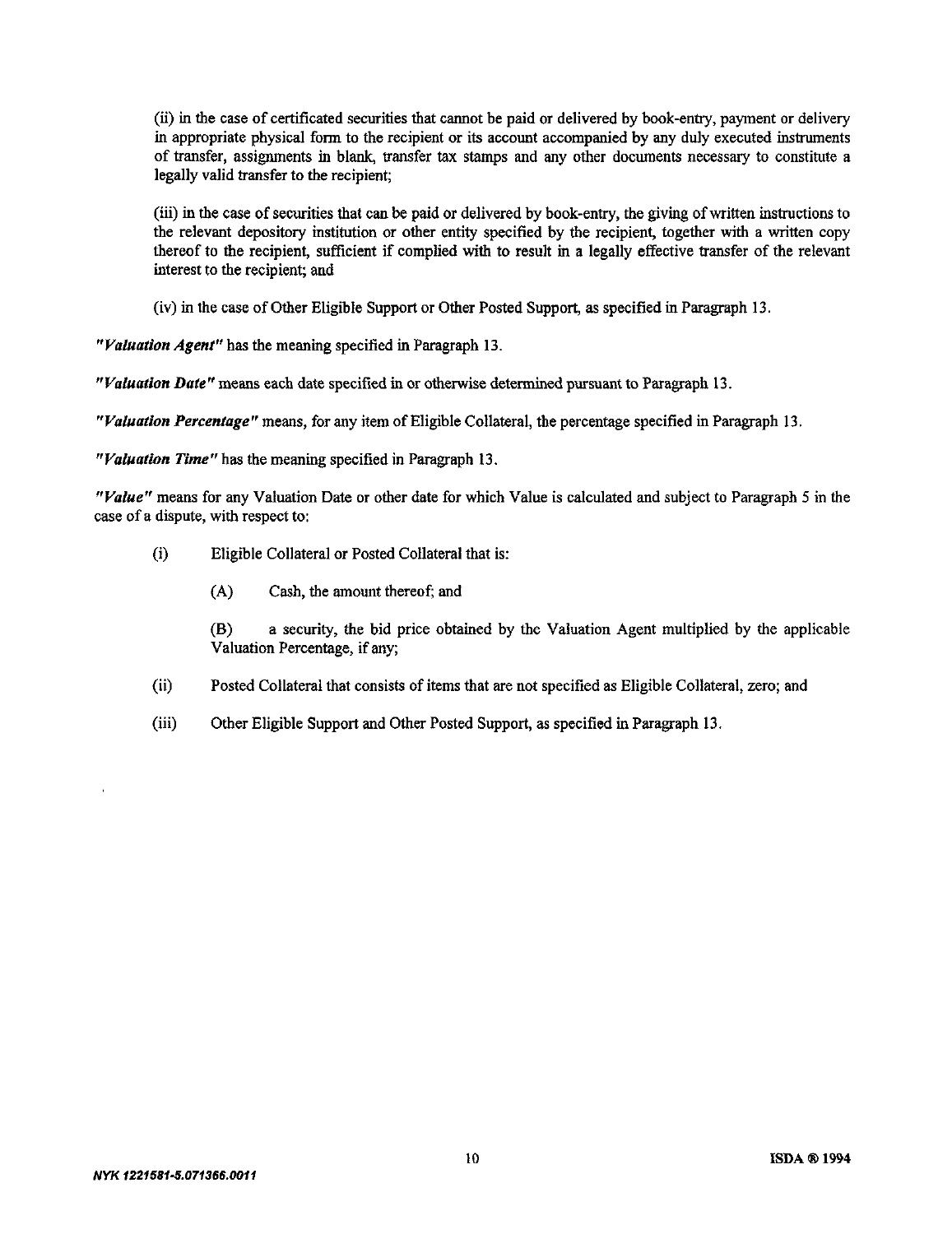(ii) in the case of certificated securities that cannot be paid or delivered by book-entry, payment or delivery in appropriate physical form to the recipient or its account accompanied by any duly executed instruments of transfer, assignments in blank, transfer tax stamps and any other documents necessary to constitute a legally valid transfer to the recipient;

(iii) in the case of securities that can be paid or delivered by book-entry, the giving of written instructions to the relevant depository institution or other entity specified by the recipient, together with a written copy thereof to the recipient, sufficient if complied with to result in a legally effective transfer of the relevant interest to the recipient; and

(iv) in the case of Other Eligible Support or Other Posted Support, as specified in Paragraph 13.

***"Valuation Agent"*** has the meaning specified in Paragraph 13.

***"Valuation Date"*** means each date specified in or otherwise determined pursuant to Paragraph 13.

***"Valuation Percentage"*** means, for any item of Eligible Collateral, the percentage specified in Paragraph 13.

***"Valuation Time"*** has the meaning specified in Paragraph 13.

***"Value"*** means for any Valuation Date or other date for which Value is calculated and subject to Paragraph 5 in the case of a dispute, with respect to:

(i) Eligible Collateral or Posted Collateral that is:

(A) Cash, the amount thereof; and

(B) a security, the bid price obtained by the Valuation Agent multiplied by the applicable Valuation Percentage, if any;

(ii) Posted Collateral that consists of items that are not specified as Eligible Collateral, zero; and

(iii) Other Eligible Support and Other Posted Support, as specified in Paragraph 13.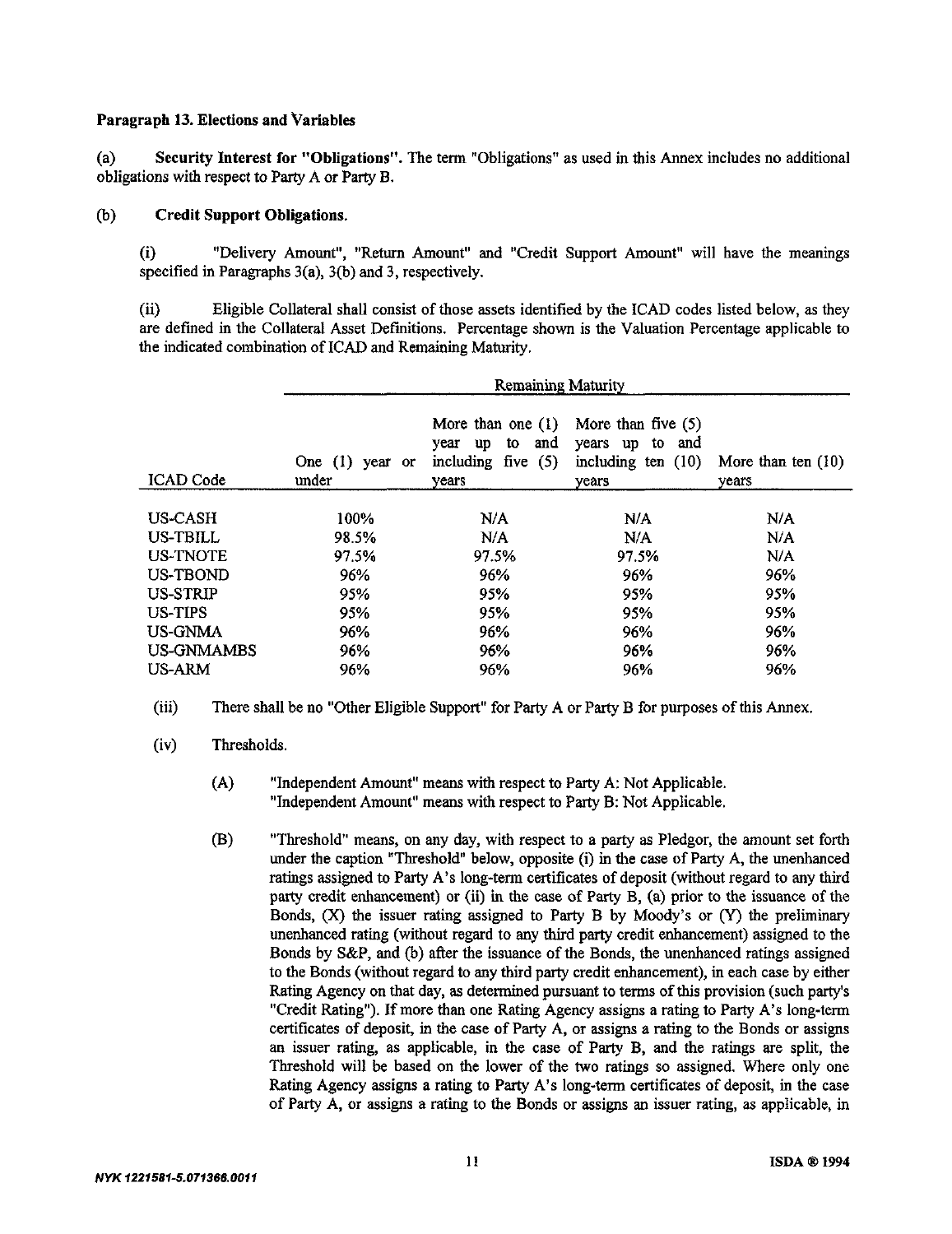**Paragraph 13. Elections and Variables**

(a) **Security Interest for "Obligations"**. The term "Obligations" as used in this Annex includes no additional obligations with respect to Party A or Party B.

(b) **Credit Support Obligations.**

(i) "Delivery Amount", "Return Amount" and "Credit Support Amount" will have the meanings specified in Paragraphs 3(a), 3(b) and 3, respectively.

(ii) Eligible Collateral shall consist of those assets identified by the ICAD codes listed below, as they are defined in the Collateral Asset Definitions. Percentage shown is the Valuation Percentage applicable to the indicated combination of ICAD and Remaining Maturity.

| | Remaining Maturity | | | |
|---|---|---|---|---|
| ICAD Code | One (1) year or under | More than one (1) year up to and including five (5) years | More than five (5) years up to and including ten (10) years | More than ten (10) years |
| US-CASH | 100% | N/A | N/A | N/A |
| US-TBILL | 98.5% | N/A | N/A | N/A |
| US-TNOTE | 97.5% | 97.5% | 97.5% | N/A |
| US-TBOND | 96% | 96% | 96% | 96% |
| US-STRIP | 95% | 95% | 95% | 95% |
| US-TIPS | 95% | 95% | 95% | 95% |
| US-GNMA | 96% | 96% | 96% | 96% |
| US-GNMAMBS | 96% | 96% | 96% | 96% |
| US-ARM | 96% | 96% | 96% | 96% |

(iii) There shall be no "Other Eligible Support" for Party A or Party B for purposes of this Annex.

(iv) Thresholds.

(A) "Independent Amount" means with respect to Party A: Not Applicable.
"Independent Amount" means with respect to Party B: Not Applicable.

(B) "Threshold" means, on any day, with respect to a party as Pledgor, the amount set forth under the caption "Threshold" below, opposite (i) in the case of Party A, the unenhanced ratings assigned to Party A's long-term certificates of deposit (without regard to any third party credit enhancement) or (ii) in the case of Party B, (a) prior to the issuance of the Bonds, (X) the issuer rating assigned to Party B by Moody's or (Y) the preliminary unenhanced rating (without regard to any third party credit enhancement) assigned to the Bonds by S&P, and (b) after the issuance of the Bonds, the unenhanced ratings assigned to the Bonds (without regard to any third party credit enhancement), in each case by either Rating Agency on that day, as determined pursuant to terms of this provision (such party's "Credit Rating"). If more than one Rating Agency assigns a rating to Party A's long-term certificates of deposit, in the case of Party A, or assigns a rating to the Bonds or assigns an issuer rating, as applicable, in the case of Party B, and the ratings are split, the Threshold will be based on the lower of the two ratings so assigned. Where only one Rating Agency assigns a rating to Party A's long-term certificates of deposit, in the case of Party A, or assigns a rating to the Bonds or assigns an issuer rating, as applicable, in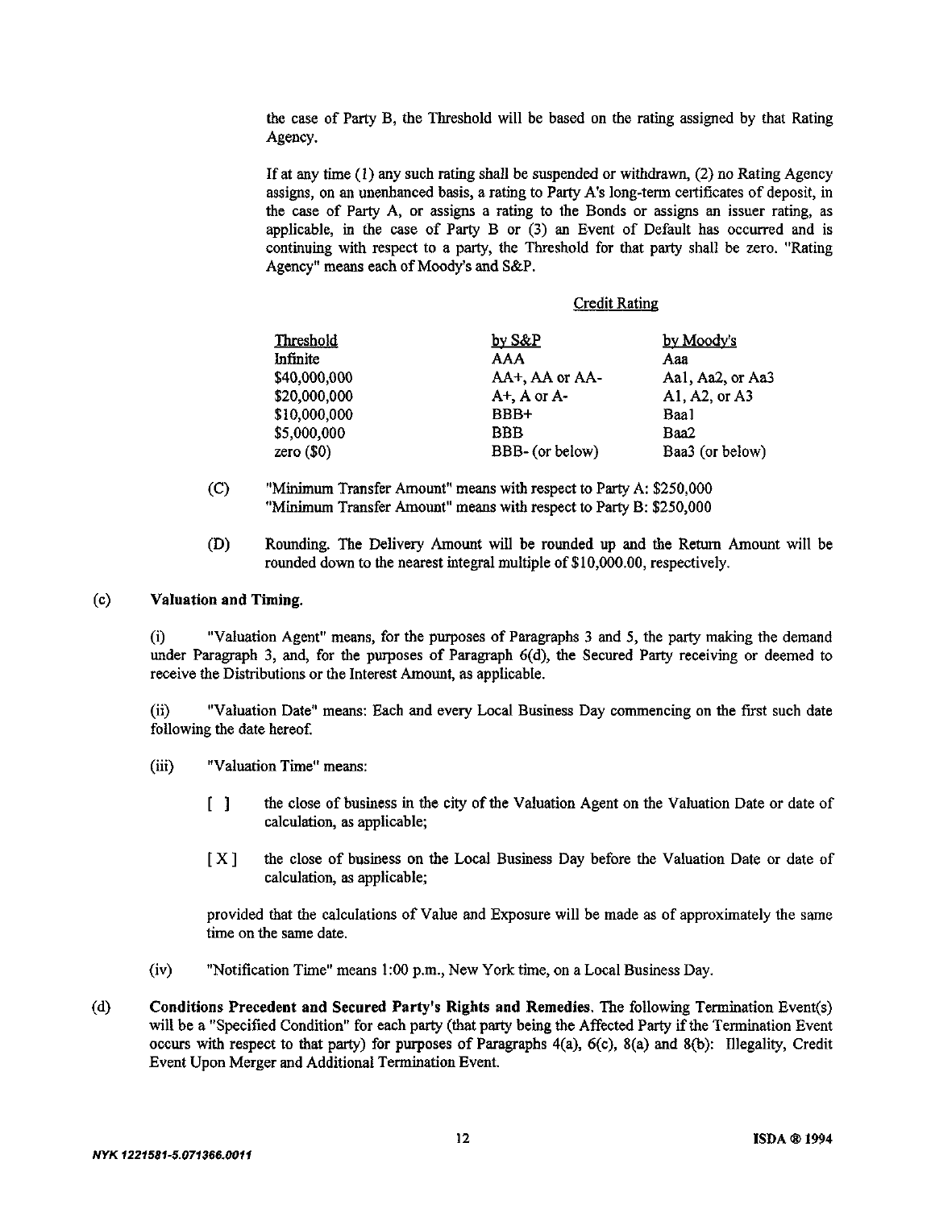the case of Party B, the Threshold will be based on the rating assigned by that Rating Agency.

If at any time (1) any such rating shall be suspended or withdrawn, (2) no Rating Agency assigns, on an unenhanced basis, a rating to Party A's long-term certificates of deposit, in the case of Party A, or assigns a rating to the Bonds or assigns an issuer rating, as applicable, in the case of Party B or (3) an Event of Default has occurred and is continuing with respect to a party, the Threshold for that party shall be zero. "Rating Agency" means each of Moody's and S&P.

| | Credit Rating | |
|---|---|---|
| Threshold | by S&P | by Moody's |
| Infinite | AAA | Aaa |
| $40,000,000 | AA+, AA or AA- | Aa1, Aa2, or Aa3 |
| $20,000,000 | A+, A or A- | A1, A2, or A3 |
| $10,000,000 | BBB+ | Baa1 |
| $5,000,000 | BBB | Baa2 |
| zero ($0) | BBB- (or below) | Baa3 (or below) |

(C) "Minimum Transfer Amount" means with respect to Party A: $250,000
"Minimum Transfer Amount" means with respect to Party B: $250,000

(D) Rounding. The Delivery Amount will be rounded up and the Return Amount will be rounded down to the nearest integral multiple of $10,000.00, respectively.

(c) **Valuation and Timing.**

(i) "Valuation Agent" means, for the purposes of Paragraphs 3 and 5, the party making the demand under Paragraph 3, and, for the purposes of Paragraph 6(d), the Secured Party receiving or deemed to receive the Distributions or the Interest Amount, as applicable.

(ii) "Valuation Date" means: Each and every Local Business Day commencing on the first such date following the date hereof.

(iii) "Valuation Time" means:

[ ] the close of business in the city of the Valuation Agent on the Valuation Date or date of calculation, as applicable;

[X] the close of business on the Local Business Day before the Valuation Date or date of calculation, as applicable;

provided that the calculations of Value and Exposure will be made as of approximately the same time on the same date.

(iv) "Notification Time" means 1:00 p.m., New York time, on a Local Business Day.

(d) **Conditions Precedent and Secured Party's Rights and Remedies**. The following Termination Event(s) will be a "Specified Condition" for each party (that party being the Affected Party if the Termination Event occurs with respect to that party) for purposes of Paragraphs 4(a), 6(c), 8(a) and 8(b): Illegality, Credit Event Upon Merger and Additional Termination Event.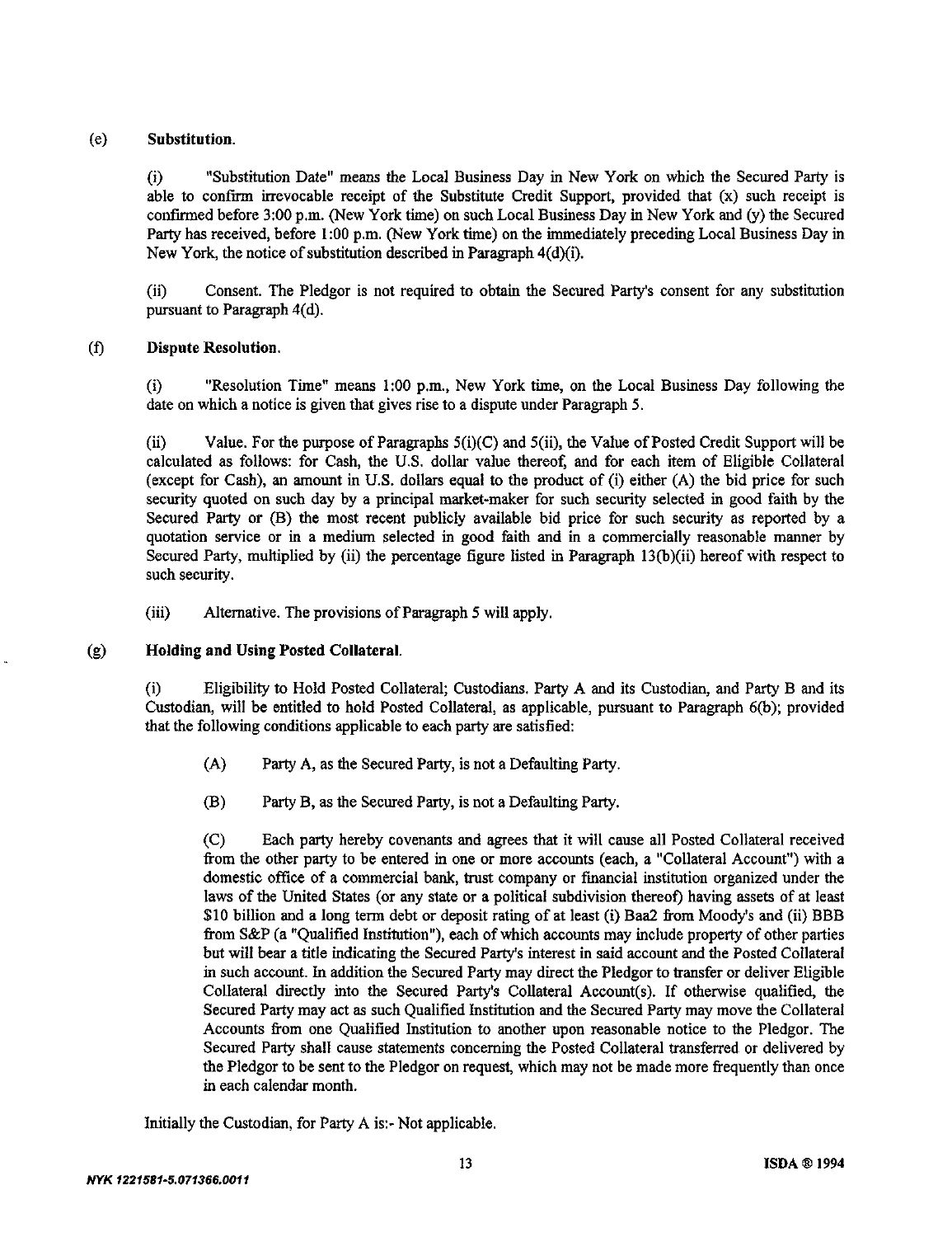(e) **Substitution.**

(i) "Substitution Date" means the Local Business Day in New York on which the Secured Party is able to confirm irrevocable receipt of the Substitute Credit Support, provided that (x) such receipt is confirmed before 3:00 p.m. (New York time) on such Local Business Day in New York and (y) the Secured Party has received, before 1:00 p.m. (New York time) on the immediately preceding Local Business Day in New York, the notice of substitution described in Paragraph 4(d)(i).

(ii) Consent. The Pledgor is not required to obtain the Secured Party's consent for any substitution pursuant to Paragraph 4(d).

(f) **Dispute Resolution.**

(i) "Resolution Time" means 1:00 p.m., New York time, on the Local Business Day following the date on which a notice is given that gives rise to a dispute under Paragraph 5.

(ii) Value. For the purpose of Paragraphs 5(i)(C) and 5(ii), the Value of Posted Credit Support will be calculated as follows: for Cash, the U.S. dollar value thereof, and for each item of Eligible Collateral (except for Cash), an amount in U.S. dollars equal to the product of (i) either (A) the bid price for such security quoted on such day by a principal market-maker for such security selected in good faith by the Secured Party or (B) the most recent publicly available bid price for such security as reported by a quotation service or in a medium selected in good faith and in a commercially reasonable manner by Secured Party, multiplied by (ii) the percentage figure listed in Paragraph 13(b)(ii) hereof with respect to such security.

(iii) Alternative. The provisions of Paragraph 5 will apply.

(g) **Holding and Using Posted Collateral.**

(i) Eligibility to Hold Posted Collateral; Custodians. Party A and its Custodian, and Party B and its Custodian, will be entitled to hold Posted Collateral, as applicable, pursuant to Paragraph 6(b); provided that the following conditions applicable to each party are satisfied:

(A) Party A, as the Secured Party, is not a Defaulting Party.

(B) Party B, as the Secured Party, is not a Defaulting Party.

(C) Each party hereby covenants and agrees that it will cause all Posted Collateral received from the other party to be entered in one or more accounts (each, a "Collateral Account") with a domestic office of a commercial bank, trust company or financial institution organized under the laws of the United States (or any state or a political subdivision thereof) having assets of at least $10 billion and a long term debt or deposit rating of at least (i) Baa2 from Moody's and (ii) BBB from S&P (a "Qualified Institution"), each of which accounts may include property of other parties but will bear a title indicating the Secured Party's interest in said account and the Posted Collateral in such account. In addition the Secured Party may direct the Pledgor to transfer or deliver Eligible Collateral directly into the Secured Party's Collateral Account(s). If otherwise qualified, the Secured Party may act as such Qualified Institution and the Secured Party may move the Collateral Accounts from one Qualified Institution to another upon reasonable notice to the Pledgor. The Secured Party shall cause statements concerning the Posted Collateral transferred or delivered by the Pledgor to be sent to the Pledgor on request, which may not be made more frequently than once in each calendar month.

Initially the Custodian, for Party A is:- Not applicable.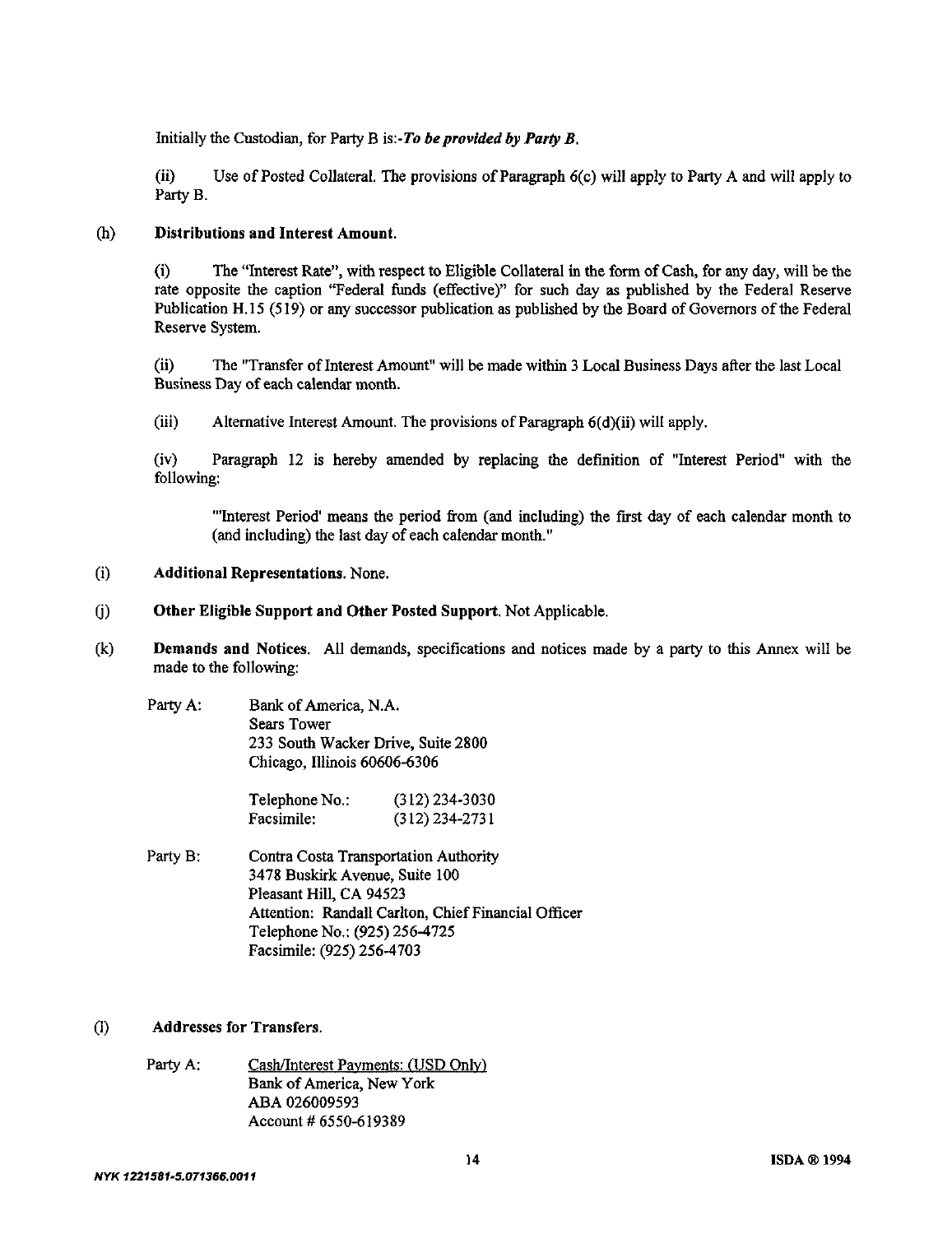Initially the Custodian, for Party B is:-***To be provided by Party B.***

(ii) Use of Posted Collateral. The provisions of Paragraph 6(c) will apply to Party A and will apply to Party B.

(h) **Distributions and Interest Amount.**

(i) The "Interest Rate", with respect to Eligible Collateral in the form of Cash, for any day, will be the rate opposite the caption "Federal funds (effective)" for such day as published by the Federal Reserve Publication H.15 (519) or any successor publication as published by the Board of Governors of the Federal Reserve System.

(ii) The "Transfer of Interest Amount" will be made within 3 Local Business Days after the last Local Business Day of each calendar month.

(iii) Alternative Interest Amount. The provisions of Paragraph 6(d)(ii) will apply.

(iv) Paragraph 12 is hereby amended by replacing the definition of "Interest Period" with the following:

"'Interest Period' means the period from (and including) the first day of each calendar month to (and including) the last day of each calendar month."

(i) **Additional Representations.** None.

(j) **Other Eligible Support and Other Posted Support.** Not Applicable.

(k) **Demands and Notices.** All demands, specifications and notices made by a party to this Annex will be made to the following:

Party A: Bank of America, N.A.
Sears Tower
233 South Wacker Drive, Suite 2800
Chicago, Illinois 60606-6306

Telephone No.: (312) 234-3030
Facsimile: (312) 234-2731

Party B: Contra Costa Transportation Authority
3478 Buskirk Avenue, Suite 100
Pleasant Hill, CA 94523
Attention: Randall Carlton, Chief Financial Officer
Telephone No.: (925) 256-4725
Facsimile: (925) 256-4703

(l) **Addresses for Transfers.**

Party A: Cash/Interest Payments: (USD Only)
Bank of America, New York
ABA 026009593
Account # 6550-619389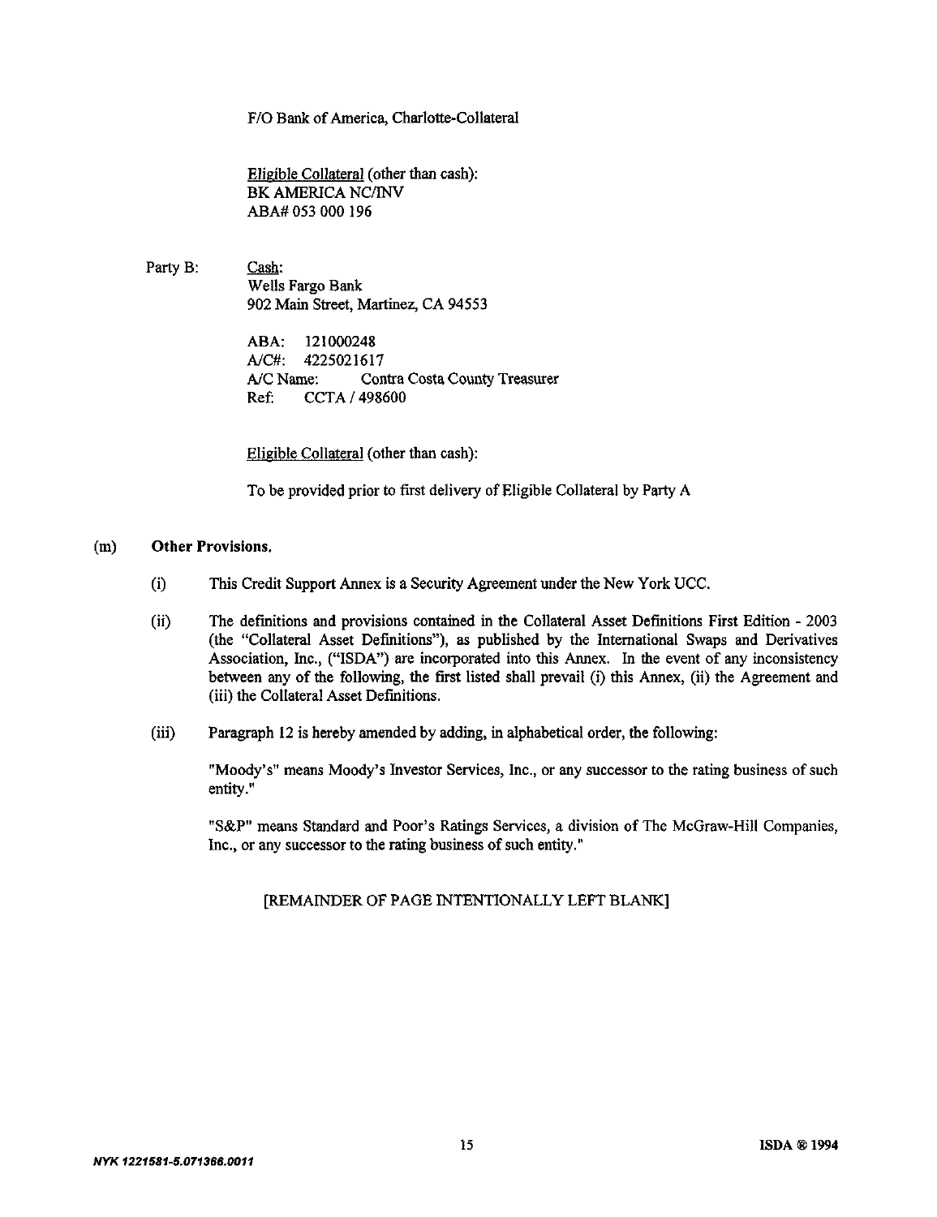F/O Bank of America, Charlotte-Collateral

Eligible Collateral (other than cash):
BK AMERICA NC/INV
ABA# 053 000 196

Party B: Cash:
Wells Fargo Bank
902 Main Street, Martinez, CA 94553

ABA: 121000248
A/C#: 4225021617
A/C Name: Contra Costa County Treasurer
Ref: CCTA / 498600

Eligible Collateral (other than cash):

To be provided prior to first delivery of Eligible Collateral by Party A

(m) **Other Provisions.**

(i) This Credit Support Annex is a Security Agreement under the New York UCC.

(ii) The definitions and provisions contained in the Collateral Asset Definitions First Edition - 2003 (the "Collateral Asset Definitions"), as published by the International Swaps and Derivatives Association, Inc., ("ISDA") are incorporated into this Annex. In the event of any inconsistency between any of the following, the first listed shall prevail (i) this Annex, (ii) the Agreement and (iii) the Collateral Asset Definitions.

(iii) Paragraph 12 is hereby amended by adding, in alphabetical order, the following:

"Moody's" means Moody's Investor Services, Inc., or any successor to the rating business of such entity."

"S&P" means Standard and Poor's Ratings Services, a division of The McGraw-Hill Companies, Inc., or any successor to the rating business of such entity."

[REMAINDER OF PAGE INTENTIONALLY LEFT BLANK]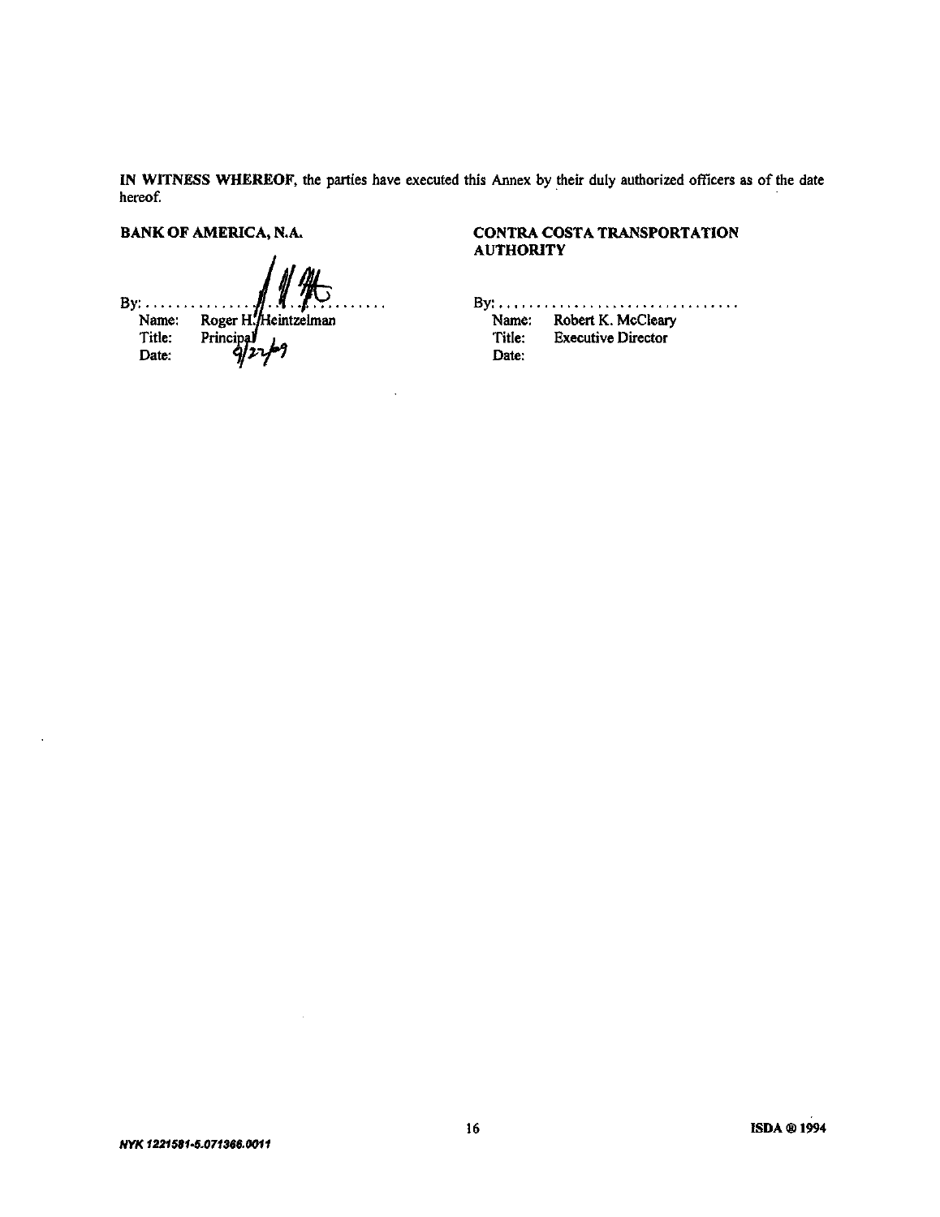**IN WITNESS WHEREOF**, the parties have executed this Annex by their duly authorized officers as of the date hereof.

**BANK OF AMERICA, N.A.**

By: ..............................
Name: Roger H. Heintzelman
Title: Principal
Date: 9/22/09

**CONTRA COSTA TRANSPORTATION AUTHORITY**

By: ..............................
Name: Robert K. McCleary
Title: Executive Director
Date:

*NYK 1221581-5.071366.0011*

ISDA ® 1994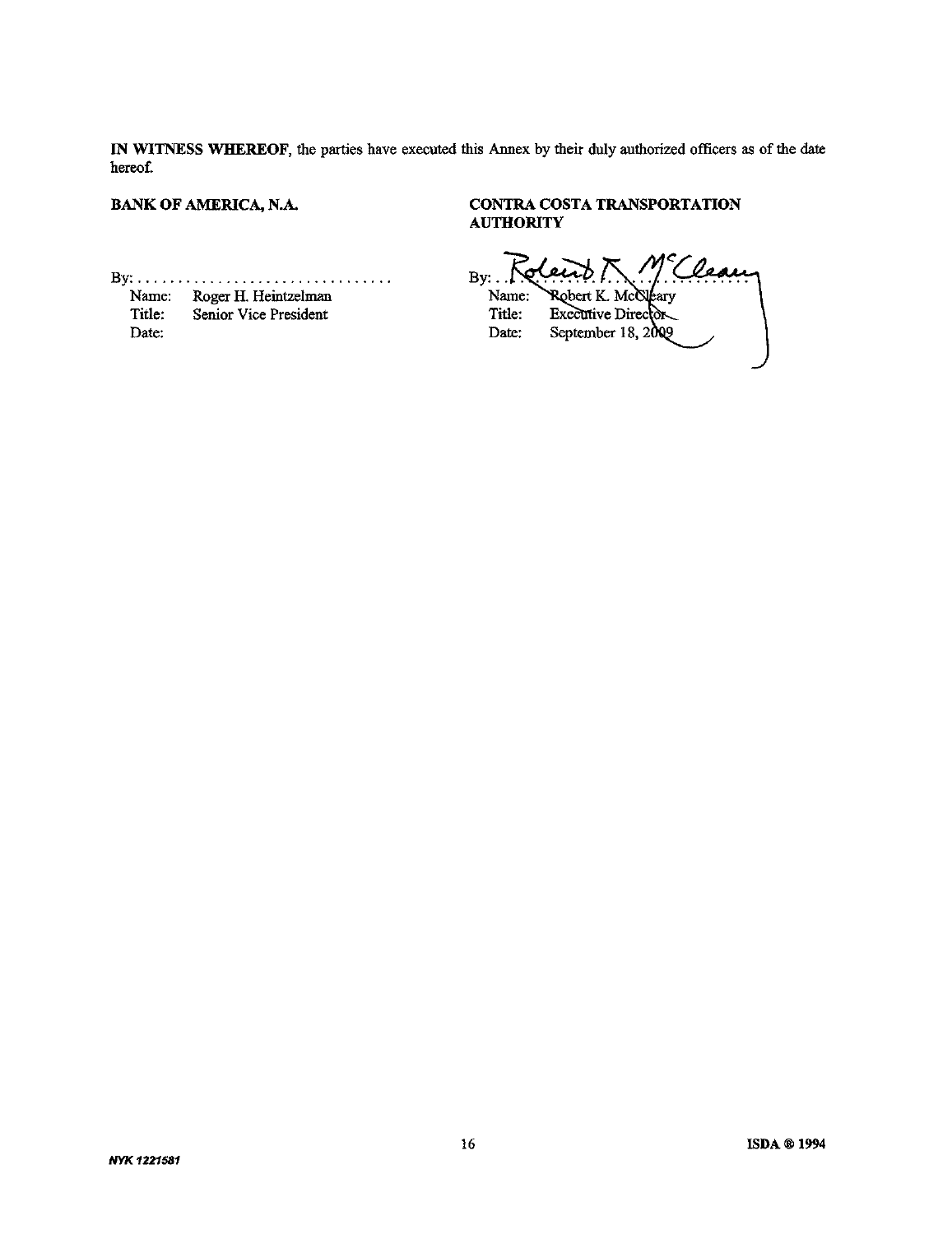**IN WITNESS WHEREOF**, the parties have executed this Annex by their duly authorized officers as of the date hereof.

**BANK OF AMERICA, N.A.**

By:...............................
Name: Roger H. Heintzelman
Title: Senior Vice President
Date:

**CONTRA COSTA TRANSPORTATION AUTHORITY**

By: Robert K. McCleary
Name: Robert K. McCleary
Title: Executive Director
Date: September 18, 2009

ISDA ® 1994

*NYK 1221581*